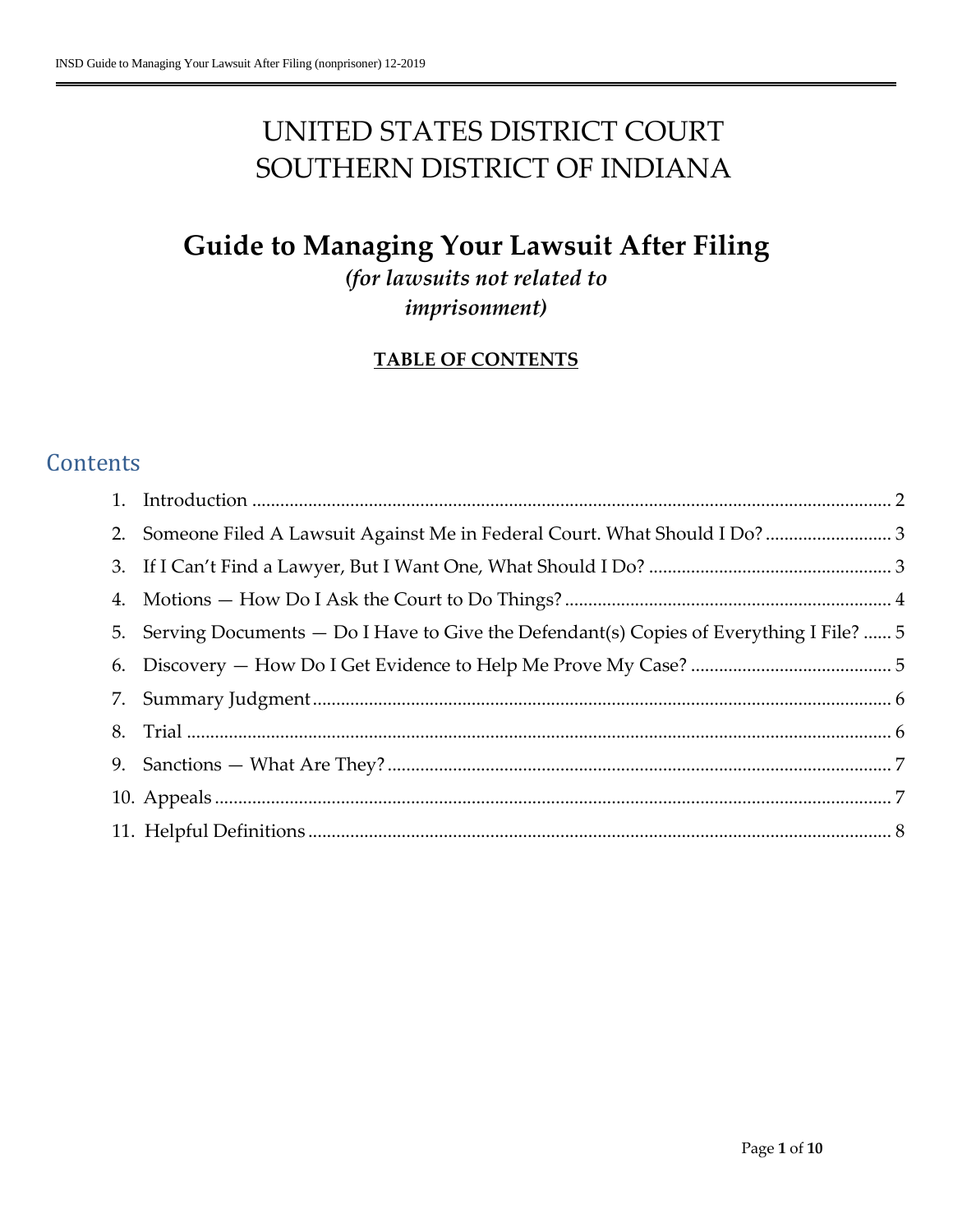# UNITED STATES DISTRICT COURT
# SOUTHERN DISTRICT OF INDIANA

## Guide to Managing Your Lawsuit After Filing

*(for lawsuits not related to imprisonment)*

**TABLE OF CONTENTS**

## Contents

1. Introduction ..... 2
2. Someone Filed A Lawsuit Against Me in Federal Court. What Should I Do? ..... 3
3. If I Can't Find a Lawyer, But I Want One, What Should I Do? ..... 3
4. Motions — How Do I Ask the Court to Do Things? ..... 4
5. Serving Documents — Do I Have to Give the Defendant(s) Copies of Everything I File? ..... 5
6. Discovery — How Do I Get Evidence to Help Me Prove My Case? ..... 5
7. Summary Judgment ..... 6
8. Trial ..... 6
9. Sanctions — What Are They? ..... 7
10. Appeals ..... 7
11. Helpful Definitions ..... 8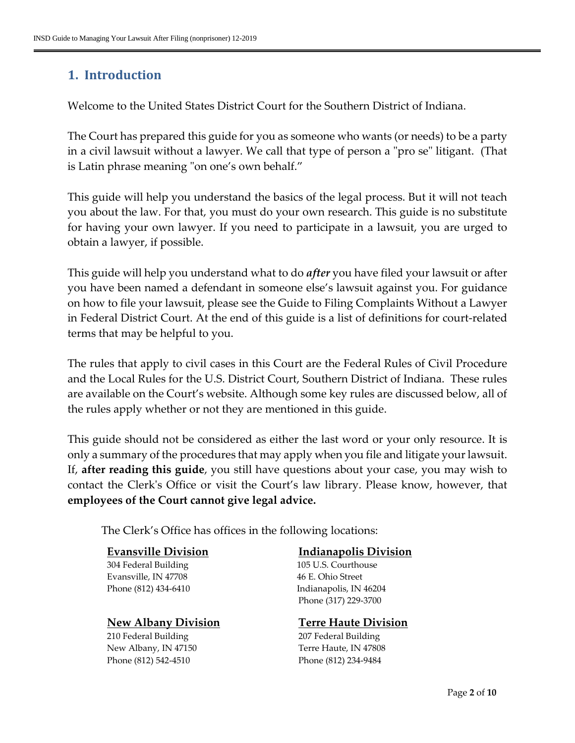## 1. Introduction

Welcome to the United States District Court for the Southern District of Indiana.

The Court has prepared this guide for you as someone who wants (or needs) to be a party in a civil lawsuit without a lawyer. We call that type of person a "pro se" litigant. (That is Latin phrase meaning "on one's own behalf."

This guide will help you understand the basics of the legal process. But it will not teach you about the law. For that, you must do your own research. This guide is no substitute for having your own lawyer. If you need to participate in a lawsuit, you are urged to obtain a lawyer, if possible.

This guide will help you understand what to do ***after*** you have filed your lawsuit or after you have been named a defendant in someone else's lawsuit against you. For guidance on how to file your lawsuit, please see the Guide to Filing Complaints Without a Lawyer in Federal District Court. At the end of this guide is a list of definitions for court-related terms that may be helpful to you.

The rules that apply to civil cases in this Court are the Federal Rules of Civil Procedure and the Local Rules for the U.S. District Court, Southern District of Indiana. These rules are available on the Court's website. Although some key rules are discussed below, all of the rules apply whether or not they are mentioned in this guide.

This guide should not be considered as either the last word or your only resource. It is only a summary of the procedures that may apply when you file and litigate your lawsuit. If, **after reading this guide**, you still have questions about your case, you may wish to contact the Clerk's Office or visit the Court's law library. Please know, however, that **employees of the Court cannot give legal advice.**

The Clerk's Office has offices in the following locations:

**Evansville Division**
304 Federal Building
Evansville, IN 47708
Phone (812) 434-6410

**Indianapolis Division**
105 U.S. Courthouse
46 E. Ohio Street
Indianapolis, IN 46204
Phone (317) 229-3700

**New Albany Division**
210 Federal Building
New Albany, IN 47150
Phone (812) 542-4510

**Terre Haute Division**
207 Federal Building
Terre Haute, IN 47808
Phone (812) 234-9484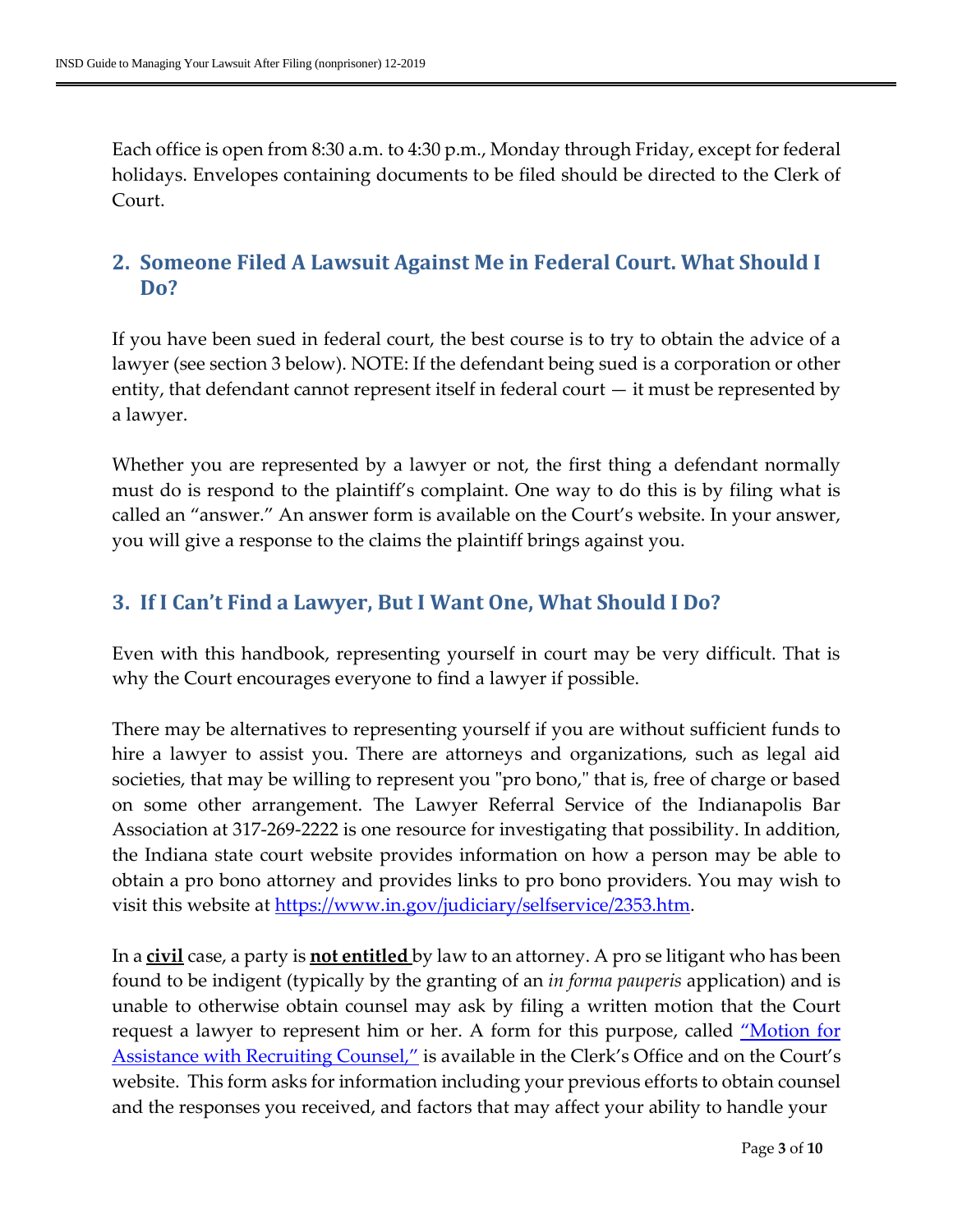Each office is open from 8:30 a.m. to 4:30 p.m., Monday through Friday, except for federal holidays. Envelopes containing documents to be filed should be directed to the Clerk of Court.

## 2. Someone Filed A Lawsuit Against Me in Federal Court. What Should I Do?

If you have been sued in federal court, the best course is to try to obtain the advice of a lawyer (see section 3 below). NOTE: If the defendant being sued is a corporation or other entity, that defendant cannot represent itself in federal court — it must be represented by a lawyer.

Whether you are represented by a lawyer or not, the first thing a defendant normally must do is respond to the plaintiff's complaint. One way to do this is by filing what is called an "answer." An answer form is available on the Court's website. In your answer, you will give a response to the claims the plaintiff brings against you.

## 3. If I Can't Find a Lawyer, But I Want One, What Should I Do?

Even with this handbook, representing yourself in court may be very difficult. That is why the Court encourages everyone to find a lawyer if possible.

There may be alternatives to representing yourself if you are without sufficient funds to hire a lawyer to assist you. There are attorneys and organizations, such as legal aid societies, that may be willing to represent you "pro bono," that is, free of charge or based on some other arrangement. The Lawyer Referral Service of the Indianapolis Bar Association at 317-269-2222 is one resource for investigating that possibility. In addition, the Indiana state court website provides information on how a person may be able to obtain a pro bono attorney and provides links to pro bono providers. You may wish to visit this website at [https://www.in.gov/judiciary/selfservice/2353.htm](https://www.in.gov/judiciary/selfservice/2353.htm).

In a **civil** case, a party is **not entitled** by law to an attorney. A pro se litigant who has been found to be indigent (typically by the granting of an *in forma pauperis* application) and is unable to otherwise obtain counsel may ask by filing a written motion that the Court request a lawyer to represent him or her. A form for this purpose, called "Motion for Assistance with Recruiting Counsel," is available in the Clerk's Office and on the Court's website. This form asks for information including your previous efforts to obtain counsel and the responses you received, and factors that may affect your ability to handle your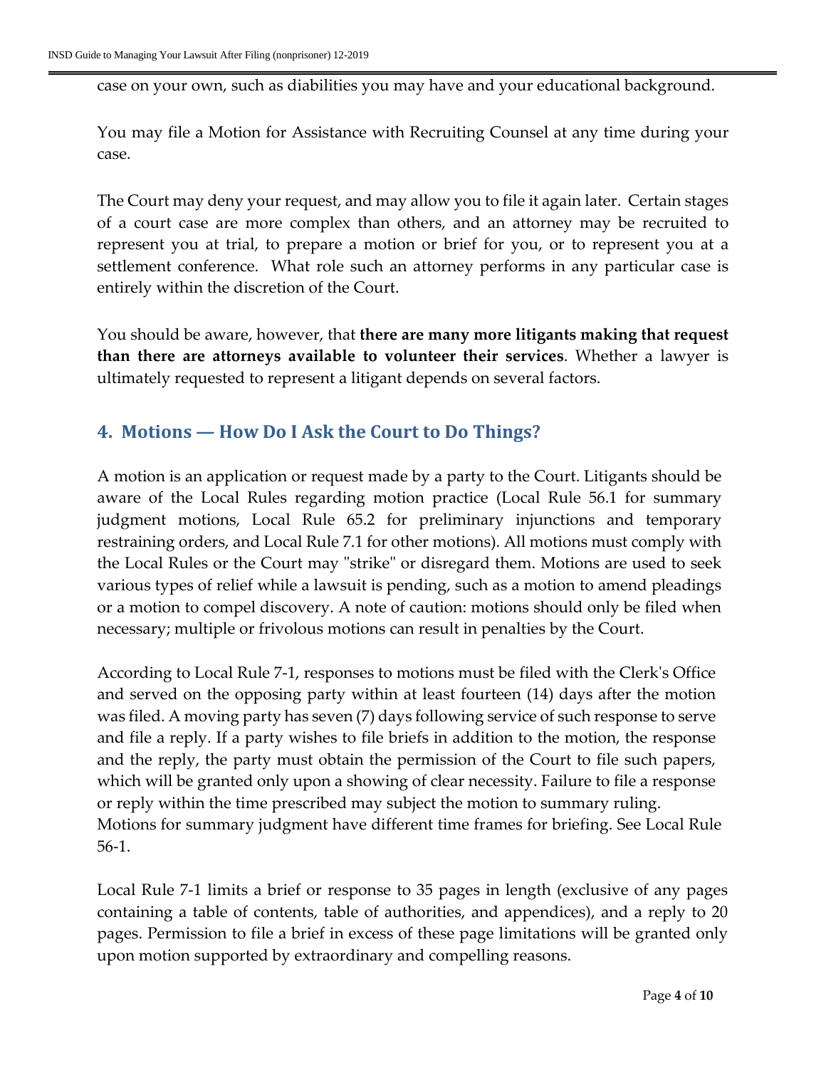case on your own, such as diabilities you may have and your educational background.

You may file a Motion for Assistance with Recruiting Counsel at any time during your case.

The Court may deny your request, and may allow you to file it again later. Certain stages of a court case are more complex than others, and an attorney may be recruited to represent you at trial, to prepare a motion or brief for you, or to represent you at a settlement conference. What role such an attorney performs in any particular case is entirely within the discretion of the Court.

You should be aware, however, that **there are many more litigants making that request than there are attorneys available to volunteer their services**. Whether a lawyer is ultimately requested to represent a litigant depends on several factors.

## 4. Motions — How Do I Ask the Court to Do Things?

A motion is an application or request made by a party to the Court. Litigants should be aware of the Local Rules regarding motion practice (Local Rule 56.1 for summary judgment motions, Local Rule 65.2 for preliminary injunctions and temporary restraining orders, and Local Rule 7.1 for other motions). All motions must comply with the Local Rules or the Court may "strike" or disregard them. Motions are used to seek various types of relief while a lawsuit is pending, such as a motion to amend pleadings or a motion to compel discovery. A note of caution: motions should only be filed when necessary; multiple or frivolous motions can result in penalties by the Court.

According to Local Rule 7-1, responses to motions must be filed with the Clerk's Office and served on the opposing party within at least fourteen (14) days after the motion was filed. A moving party has seven (7) days following service of such response to serve and file a reply. If a party wishes to file briefs in addition to the motion, the response and the reply, the party must obtain the permission of the Court to file such papers, which will be granted only upon a showing of clear necessity. Failure to file a response or reply within the time prescribed may subject the motion to summary ruling. Motions for summary judgment have different time frames for briefing. See Local Rule 56-1.

Local Rule 7-1 limits a brief or response to 35 pages in length (exclusive of any pages containing a table of contents, table of authorities, and appendices), and a reply to 20 pages. Permission to file a brief in excess of these page limitations will be granted only upon motion supported by extraordinary and compelling reasons.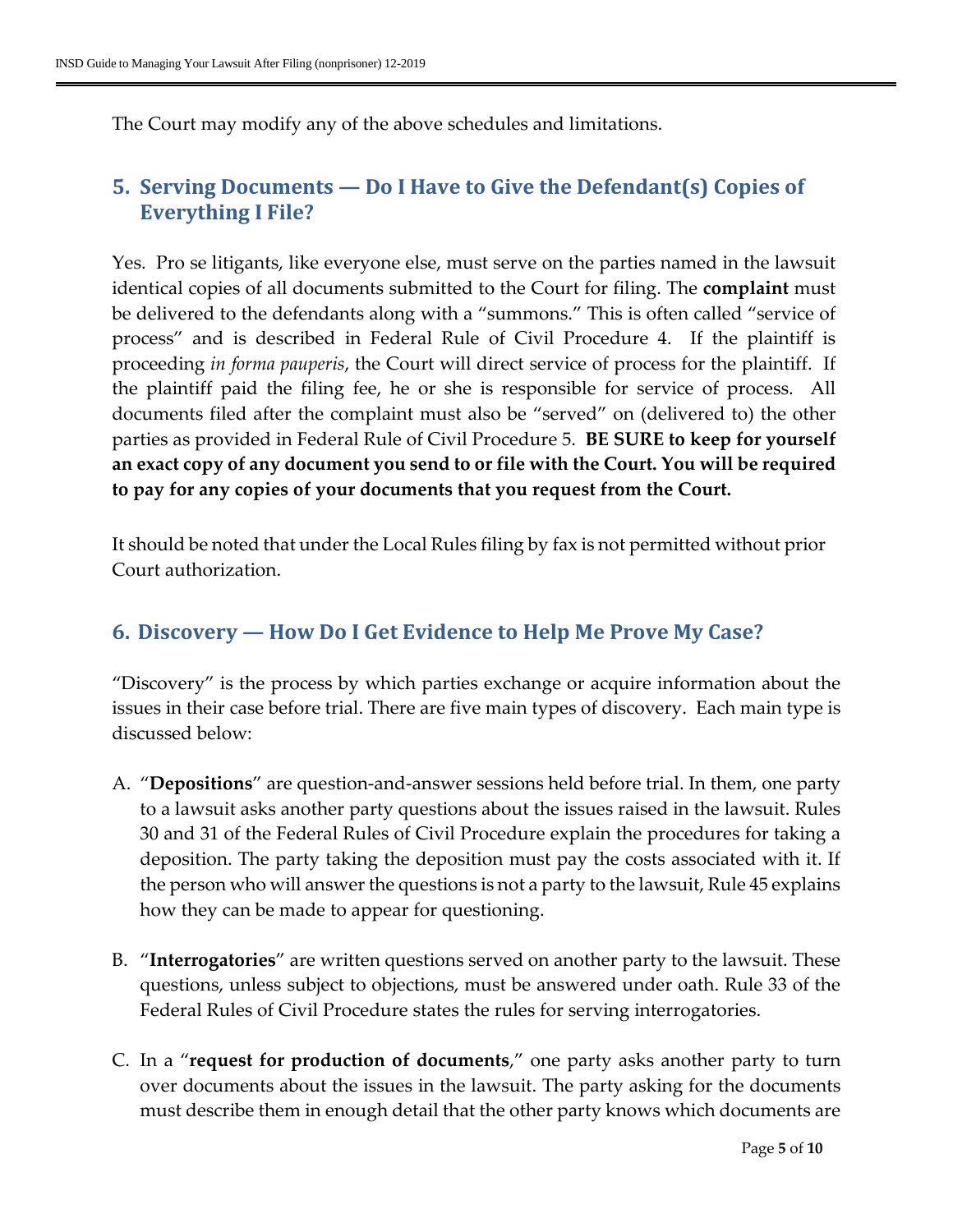The Court may modify any of the above schedules and limitations.

## 5. Serving Documents — Do I Have to Give the Defendant(s) Copies of Everything I File?

Yes. Pro se litigants, like everyone else, must serve on the parties named in the lawsuit identical copies of all documents submitted to the Court for filing. The **complaint** must be delivered to the defendants along with a "summons." This is often called "service of process" and is described in Federal Rule of Civil Procedure 4. If the plaintiff is proceeding *in forma pauperis*, the Court will direct service of process for the plaintiff. If the plaintiff paid the filing fee, he or she is responsible for service of process. All documents filed after the complaint must also be "served" on (delivered to) the other parties as provided in Federal Rule of Civil Procedure 5. **BE SURE to keep for yourself an exact copy of any document you send to or file with the Court. You will be required to pay for any copies of your documents that you request from the Court.**

It should be noted that under the Local Rules filing by fax is not permitted without prior Court authorization.

## 6. Discovery — How Do I Get Evidence to Help Me Prove My Case?

"Discovery" is the process by which parties exchange or acquire information about the issues in their case before trial. There are five main types of discovery. Each main type is discussed below:

A. "**Depositions**" are question-and-answer sessions held before trial. In them, one party to a lawsuit asks another party questions about the issues raised in the lawsuit. Rules 30 and 31 of the Federal Rules of Civil Procedure explain the procedures for taking a deposition. The party taking the deposition must pay the costs associated with it. If the person who will answer the questions is not a party to the lawsuit, Rule 45 explains how they can be made to appear for questioning.

B. "**Interrogatories**" are written questions served on another party to the lawsuit. These questions, unless subject to objections, must be answered under oath. Rule 33 of the Federal Rules of Civil Procedure states the rules for serving interrogatories.

C. In a "**request for production of documents**," one party asks another party to turn over documents about the issues in the lawsuit. The party asking for the documents must describe them in enough detail that the other party knows which documents are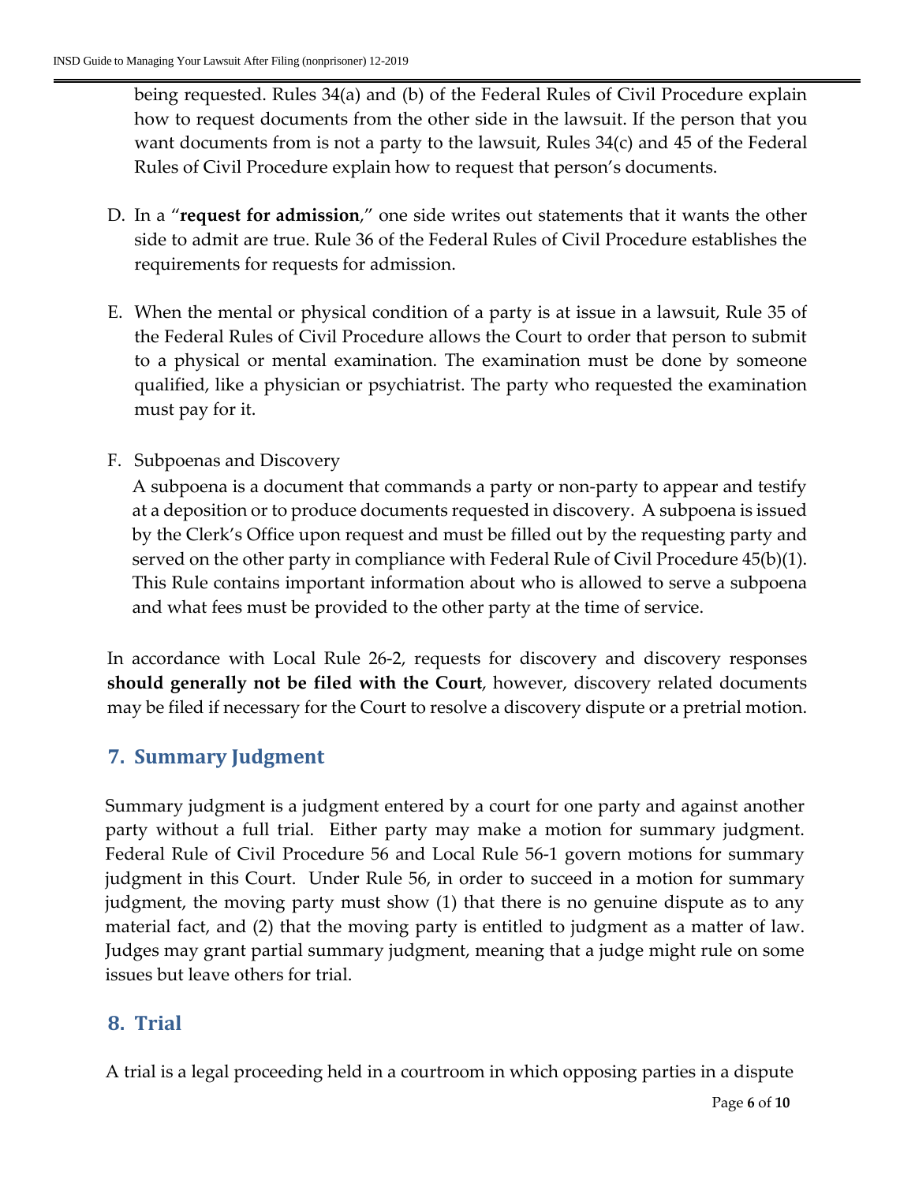being requested. Rules 34(a) and (b) of the Federal Rules of Civil Procedure explain how to request documents from the other side in the lawsuit. If the person that you want documents from is not a party to the lawsuit, Rules 34(c) and 45 of the Federal Rules of Civil Procedure explain how to request that person's documents.

D. In a "**request for admission**," one side writes out statements that it wants the other side to admit are true. Rule 36 of the Federal Rules of Civil Procedure establishes the requirements for requests for admission.

E. When the mental or physical condition of a party is at issue in a lawsuit, Rule 35 of the Federal Rules of Civil Procedure allows the Court to order that person to submit to a physical or mental examination. The examination must be done by someone qualified, like a physician or psychiatrist. The party who requested the examination must pay for it.

F. Subpoenas and Discovery

   A subpoena is a document that commands a party or non-party to appear and testify at a deposition or to produce documents requested in discovery. A subpoena is issued by the Clerk's Office upon request and must be filled out by the requesting party and served on the other party in compliance with Federal Rule of Civil Procedure 45(b)(1). This Rule contains important information about who is allowed to serve a subpoena and what fees must be provided to the other party at the time of service.

In accordance with Local Rule 26-2, requests for discovery and discovery responses **should generally not be filed with the Court**, however, discovery related documents may be filed if necessary for the Court to resolve a discovery dispute or a pretrial motion.

## 7. Summary Judgment

Summary judgment is a judgment entered by a court for one party and against another party without a full trial. Either party may make a motion for summary judgment. Federal Rule of Civil Procedure 56 and Local Rule 56-1 govern motions for summary judgment in this Court. Under Rule 56, in order to succeed in a motion for summary judgment, the moving party must show (1) that there is no genuine dispute as to any material fact, and (2) that the moving party is entitled to judgment as a matter of law. Judges may grant partial summary judgment, meaning that a judge might rule on some issues but leave others for trial.

## 8. Trial

A trial is a legal proceeding held in a courtroom in which opposing parties in a dispute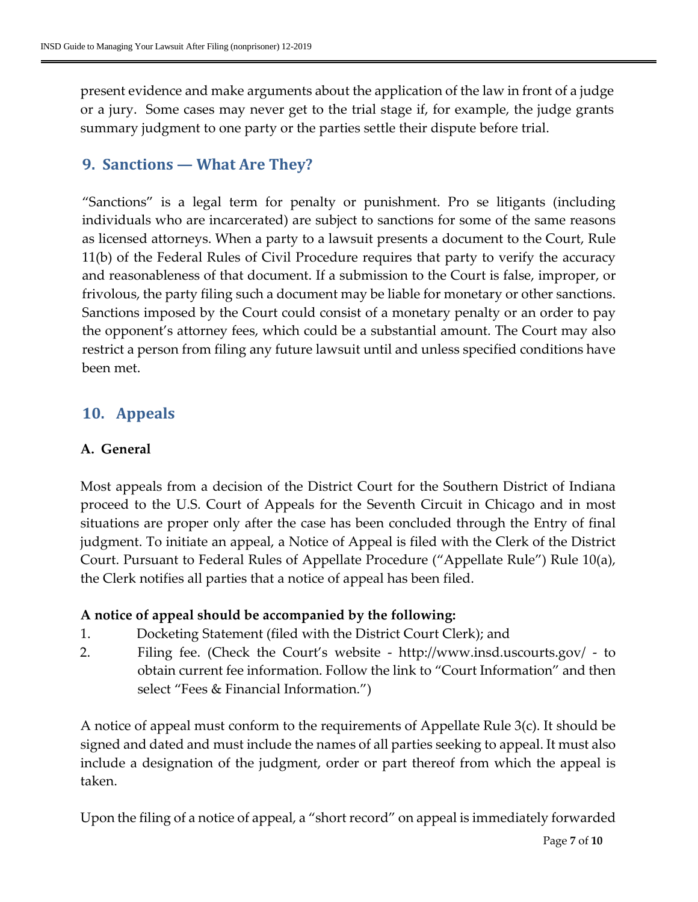present evidence and make arguments about the application of the law in front of a judge or a jury. Some cases may never get to the trial stage if, for example, the judge grants summary judgment to one party or the parties settle their dispute before trial.

## 9. Sanctions — What Are They?

"Sanctions" is a legal term for penalty or punishment. Pro se litigants (including individuals who are incarcerated) are subject to sanctions for some of the same reasons as licensed attorneys. When a party to a lawsuit presents a document to the Court, Rule 11(b) of the Federal Rules of Civil Procedure requires that party to verify the accuracy and reasonableness of that document. If a submission to the Court is false, improper, or frivolous, the party filing such a document may be liable for monetary or other sanctions. Sanctions imposed by the Court could consist of a monetary penalty or an order to pay the opponent's attorney fees, which could be a substantial amount. The Court may also restrict a person from filing any future lawsuit until and unless specified conditions have been met.

## 10. Appeals

### A. General

Most appeals from a decision of the District Court for the Southern District of Indiana proceed to the U.S. Court of Appeals for the Seventh Circuit in Chicago and in most situations are proper only after the case has been concluded through the Entry of final judgment. To initiate an appeal, a Notice of Appeal is filed with the Clerk of the District Court. Pursuant to Federal Rules of Appellate Procedure ("Appellate Rule") Rule 10(a), the Clerk notifies all parties that a notice of appeal has been filed.

**A notice of appeal should be accompanied by the following:**

1. Docketing Statement (filed with the District Court Clerk); and
2. Filing fee. (Check the Court's website - http://www.insd.uscourts.gov/ - to obtain current fee information. Follow the link to "Court Information" and then select "Fees & Financial Information.")

A notice of appeal must conform to the requirements of Appellate Rule 3(c). It should be signed and dated and must include the names of all parties seeking to appeal. It must also include a designation of the judgment, order or part thereof from which the appeal is taken.

Upon the filing of a notice of appeal, a "short record" on appeal is immediately forwarded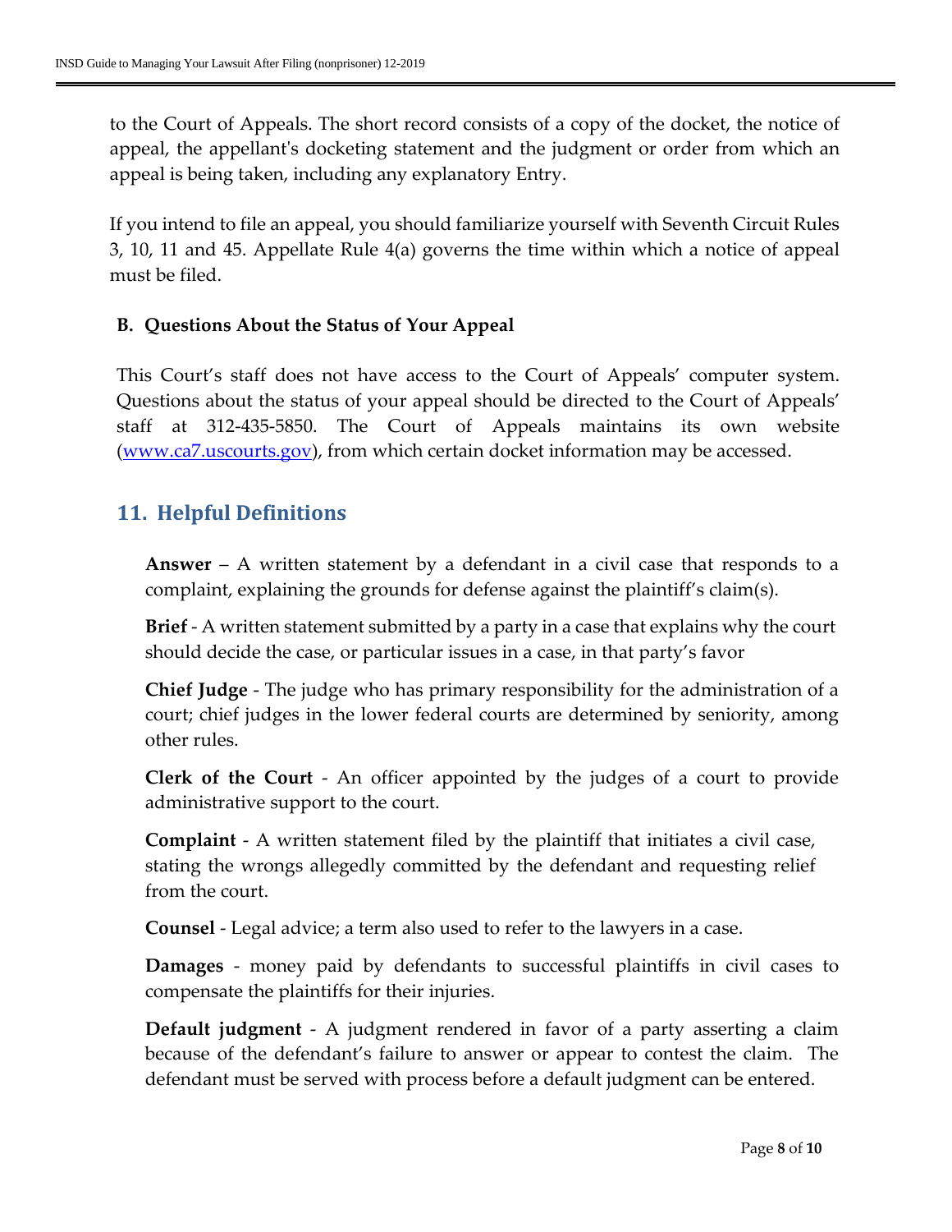to the Court of Appeals. The short record consists of a copy of the docket, the notice of appeal, the appellant's docketing statement and the judgment or order from which an appeal is being taken, including any explanatory Entry.

If you intend to file an appeal, you should familiarize yourself with Seventh Circuit Rules 3, 10, 11 and 45. Appellate Rule 4(a) governs the time within which a notice of appeal must be filed.

### B. Questions About the Status of Your Appeal

This Court's staff does not have access to the Court of Appeals' computer system. Questions about the status of your appeal should be directed to the Court of Appeals' staff at 312-435-5850. The Court of Appeals maintains its own website (www.ca7.uscourts.gov), from which certain docket information may be accessed.

## 11. Helpful Definitions

**Answer** – A written statement by a defendant in a civil case that responds to a complaint, explaining the grounds for defense against the plaintiff's claim(s).

**Brief** - A written statement submitted by a party in a case that explains why the court should decide the case, or particular issues in a case, in that party's favor

**Chief Judge** - The judge who has primary responsibility for the administration of a court; chief judges in the lower federal courts are determined by seniority, among other rules.

**Clerk of the Court** - An officer appointed by the judges of a court to provide administrative support to the court.

**Complaint** - A written statement filed by the plaintiff that initiates a civil case, stating the wrongs allegedly committed by the defendant and requesting relief from the court.

**Counsel** - Legal advice; a term also used to refer to the lawyers in a case.

**Damages** - money paid by defendants to successful plaintiffs in civil cases to compensate the plaintiffs for their injuries.

**Default judgment** - A judgment rendered in favor of a party asserting a claim because of the defendant's failure to answer or appear to contest the claim. The defendant must be served with process before a default judgment can be entered.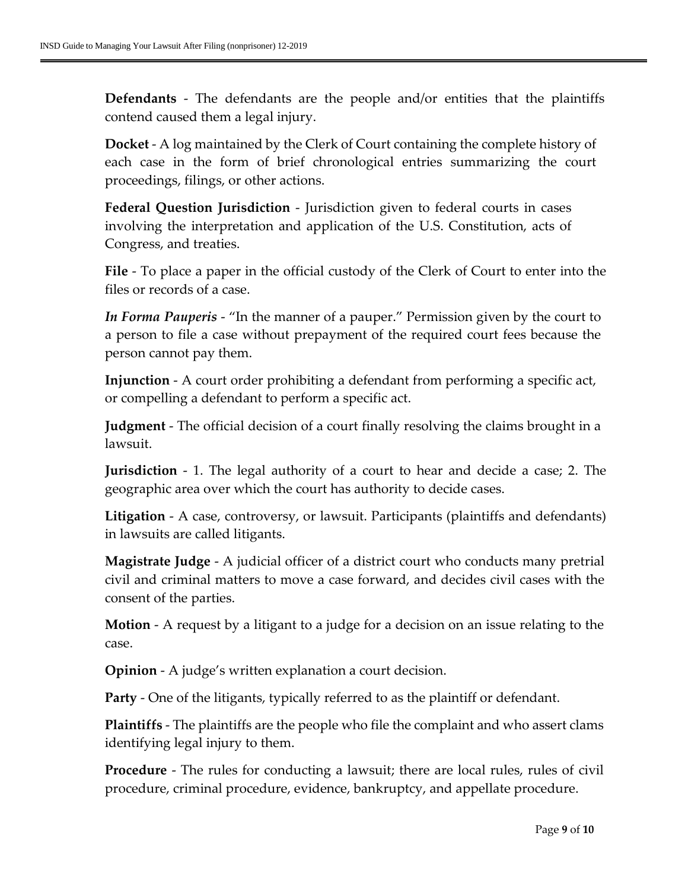**Defendants** - The defendants are the people and/or entities that the plaintiffs contend caused them a legal injury.

**Docket** - A log maintained by the Clerk of Court containing the complete history of each case in the form of brief chronological entries summarizing the court proceedings, filings, or other actions.

**Federal Question Jurisdiction** - Jurisdiction given to federal courts in cases involving the interpretation and application of the U.S. Constitution, acts of Congress, and treaties.

**File** - To place a paper in the official custody of the Clerk of Court to enter into the files or records of a case.

***In Forma Pauperis*** - "In the manner of a pauper." Permission given by the court to a person to file a case without prepayment of the required court fees because the person cannot pay them.

**Injunction** - A court order prohibiting a defendant from performing a specific act, or compelling a defendant to perform a specific act.

**Judgment** - The official decision of a court finally resolving the claims brought in a lawsuit.

**Jurisdiction** - 1. The legal authority of a court to hear and decide a case; 2. The geographic area over which the court has authority to decide cases.

**Litigation** - A case, controversy, or lawsuit. Participants (plaintiffs and defendants) in lawsuits are called litigants.

**Magistrate Judge** - A judicial officer of a district court who conducts many pretrial civil and criminal matters to move a case forward, and decides civil cases with the consent of the parties.

**Motion** - A request by a litigant to a judge for a decision on an issue relating to the case.

**Opinion** - A judge's written explanation a court decision.

**Party** - One of the litigants, typically referred to as the plaintiff or defendant.

**Plaintiffs** - The plaintiffs are the people who file the complaint and who assert clams identifying legal injury to them.

**Procedure** - The rules for conducting a lawsuit; there are local rules, rules of civil procedure, criminal procedure, evidence, bankruptcy, and appellate procedure.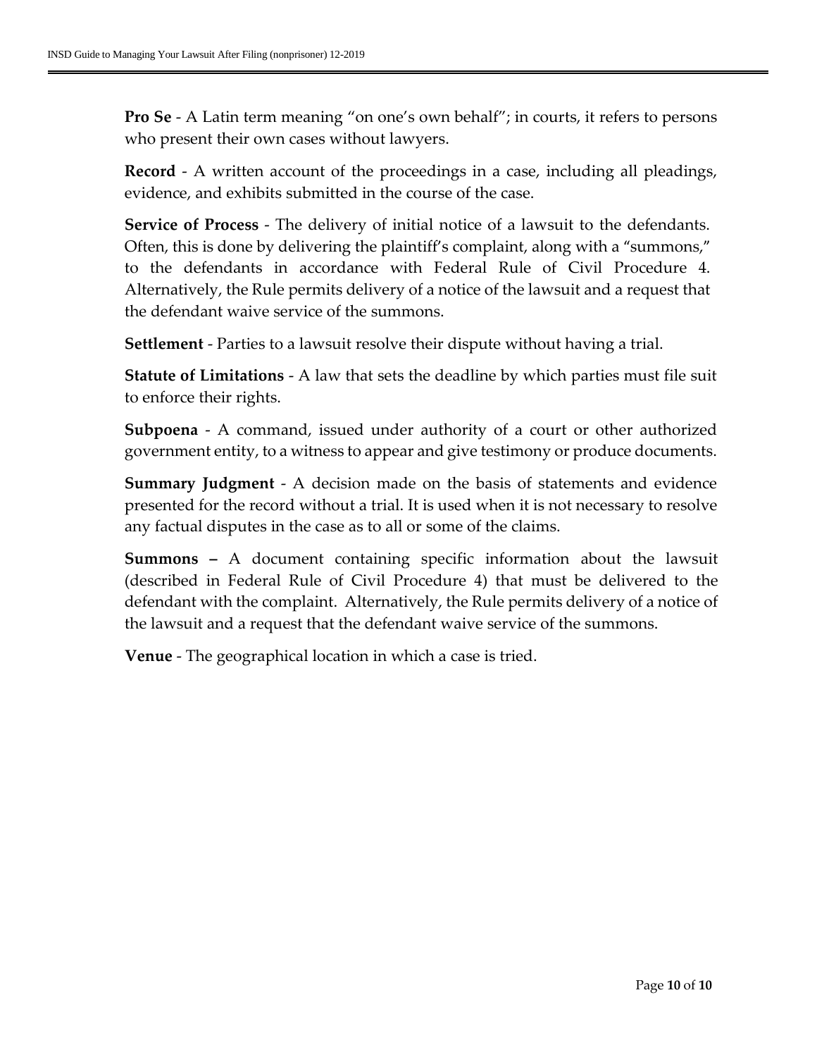**Pro Se** - A Latin term meaning "on one's own behalf"; in courts, it refers to persons who present their own cases without lawyers.

**Record** - A written account of the proceedings in a case, including all pleadings, evidence, and exhibits submitted in the course of the case.

**Service of Process** - The delivery of initial notice of a lawsuit to the defendants. Often, this is done by delivering the plaintiff's complaint, along with a "summons," to the defendants in accordance with Federal Rule of Civil Procedure 4. Alternatively, the Rule permits delivery of a notice of the lawsuit and a request that the defendant waive service of the summons.

**Settlement** - Parties to a lawsuit resolve their dispute without having a trial.

**Statute of Limitations** - A law that sets the deadline by which parties must file suit to enforce their rights.

**Subpoena** - A command, issued under authority of a court or other authorized government entity, to a witness to appear and give testimony or produce documents.

**Summary Judgment** - A decision made on the basis of statements and evidence presented for the record without a trial. It is used when it is not necessary to resolve any factual disputes in the case as to all or some of the claims.

**Summons –** A document containing specific information about the lawsuit (described in Federal Rule of Civil Procedure 4) that must be delivered to the defendant with the complaint. Alternatively, the Rule permits delivery of a notice of the lawsuit and a request that the defendant waive service of the summons.

**Venue** - The geographical location in which a case is tried.